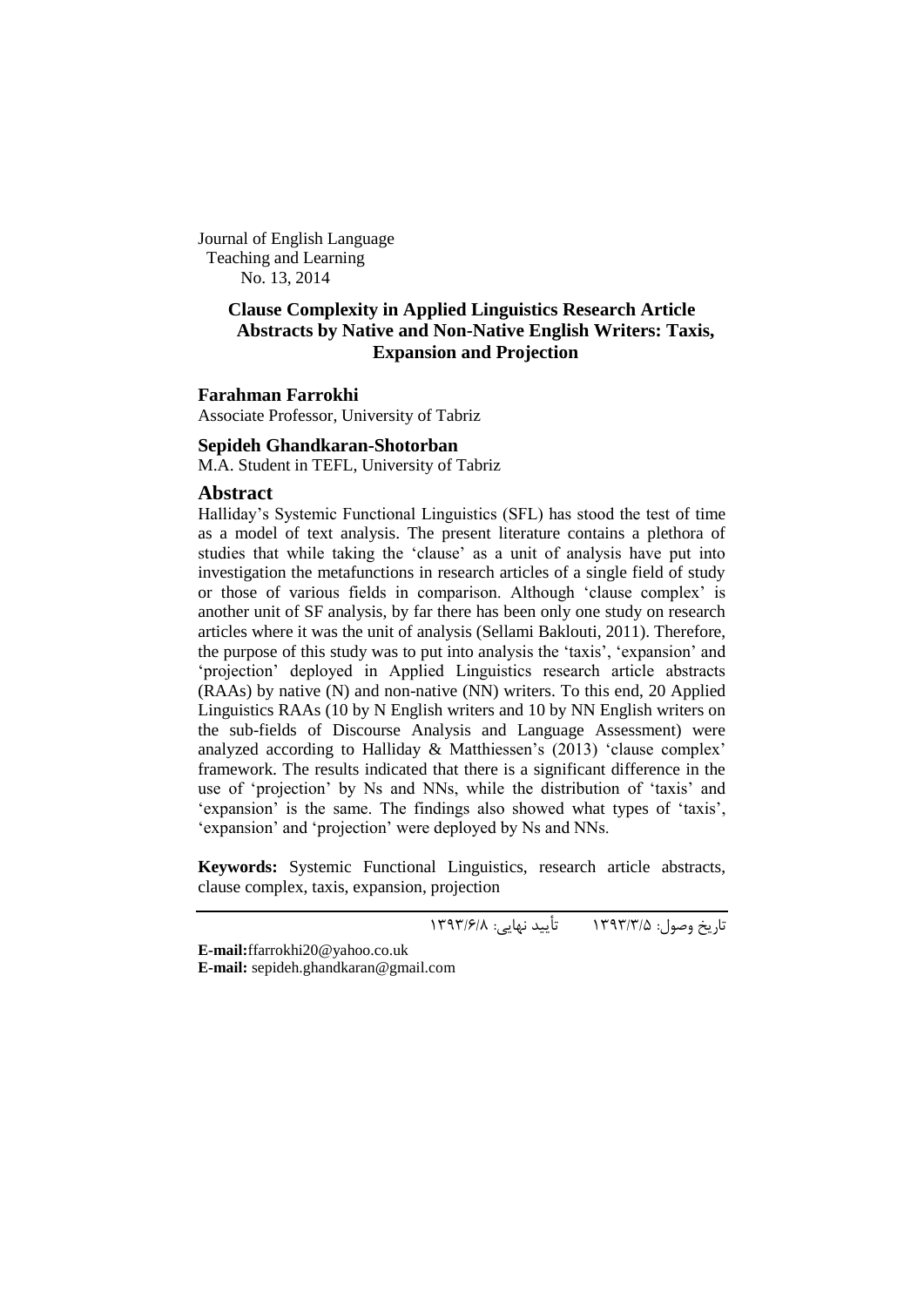Journal of English Language
Teaching and Learning
No. 13, 2014

# Clause Complexity in Applied Linguistics Research Article Abstracts by Native and Non-Native English Writers: Taxis, Expansion and Projection

**Farahman Farrokhi**
Associate Professor, University of Tabriz

**Sepideh Ghandkaran-Shotorban**
M.A. Student in TEFL, University of Tabriz

## Abstract

Halliday's Systemic Functional Linguistics (SFL) has stood the test of time as a model of text analysis. The present literature contains a plethora of studies that while taking the 'clause' as a unit of analysis have put into investigation the metafunctions in research articles of a single field of study or those of various fields in comparison. Although 'clause complex' is another unit of SF analysis, by far there has been only one study on research articles where it was the unit of analysis (Sellami Baklouti, 2011). Therefore, the purpose of this study was to put into analysis the 'taxis', 'expansion' and 'projection' deployed in Applied Linguistics research article abstracts (RAAs) by native (N) and non-native (NN) writers. To this end, 20 Applied Linguistics RAAs (10 by N English writers and 10 by NN English writers on the sub-fields of Discourse Analysis and Language Assessment) were analyzed according to Halliday & Matthiessen's (2013) 'clause complex' framework. The results indicated that there is a significant difference in the use of 'projection' by Ns and NNs, while the distribution of 'taxis' and 'expansion' is the same. The findings also showed what types of 'taxis', 'expansion' and 'projection' were deployed by Ns and NNs.

**Keywords:** Systemic Functional Linguistics, research article abstracts, clause complex, taxis, expansion, projection

تاریخ وصول: ۱۳۹۳/۳/۵ تأیید نهایی: ۱۳۹۳/۶/۸

**E-mail:**ffarrokhi20@yahoo.co.uk
**E-mail:** sepideh.ghandkaran@gmail.com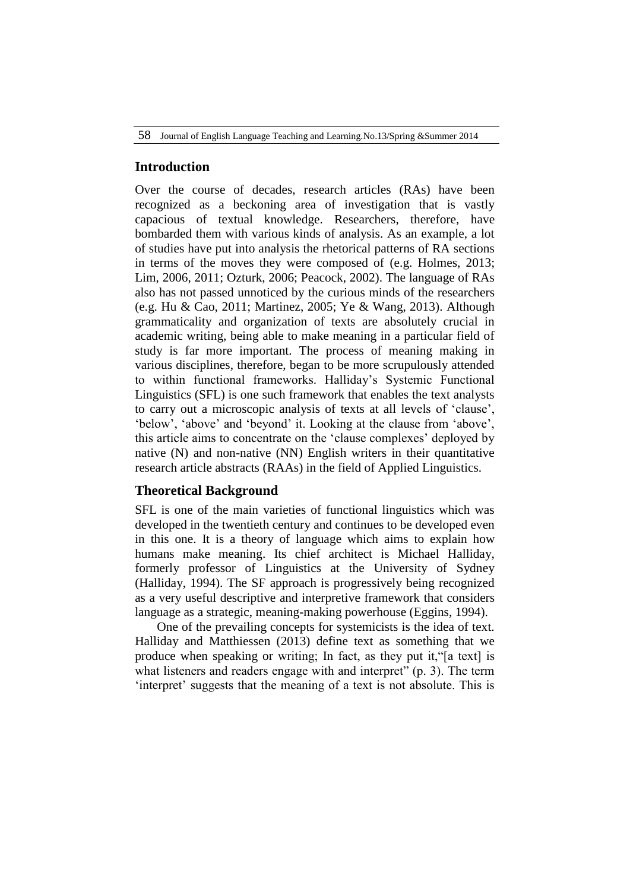## Introduction

Over the course of decades, research articles (RAs) have been recognized as a beckoning area of investigation that is vastly capacious of textual knowledge. Researchers, therefore, have bombarded them with various kinds of analysis. As an example, a lot of studies have put into analysis the rhetorical patterns of RA sections in terms of the moves they were composed of (e.g. Holmes, 2013; Lim, 2006, 2011; Ozturk, 2006; Peacock, 2002). The language of RAs also has not passed unnoticed by the curious minds of the researchers (e.g. Hu & Cao, 2011; Martinez, 2005; Ye & Wang, 2013). Although grammaticality and organization of texts are absolutely crucial in academic writing, being able to make meaning in a particular field of study is far more important. The process of meaning making in various disciplines, therefore, began to be more scrupulously attended to within functional frameworks. Halliday's Systemic Functional Linguistics (SFL) is one such framework that enables the text analysts to carry out a microscopic analysis of texts at all levels of 'clause', 'below', 'above' and 'beyond' it. Looking at the clause from 'above', this article aims to concentrate on the 'clause complexes' deployed by native (N) and non-native (NN) English writers in their quantitative research article abstracts (RAAs) in the field of Applied Linguistics.

## Theoretical Background

SFL is one of the main varieties of functional linguistics which was developed in the twentieth century and continues to be developed even in this one. It is a theory of language which aims to explain how humans make meaning. Its chief architect is Michael Halliday, formerly professor of Linguistics at the University of Sydney (Halliday, 1994). The SF approach is progressively being recognized as a very useful descriptive and interpretive framework that considers language as a strategic, meaning-making powerhouse (Eggins, 1994).

One of the prevailing concepts for systemicists is the idea of text. Halliday and Matthiessen (2013) define text as something that we produce when speaking or writing; In fact, as they put it,"[a text] is what listeners and readers engage with and interpret" (p. 3). The term 'interpret' suggests that the meaning of a text is not absolute. This is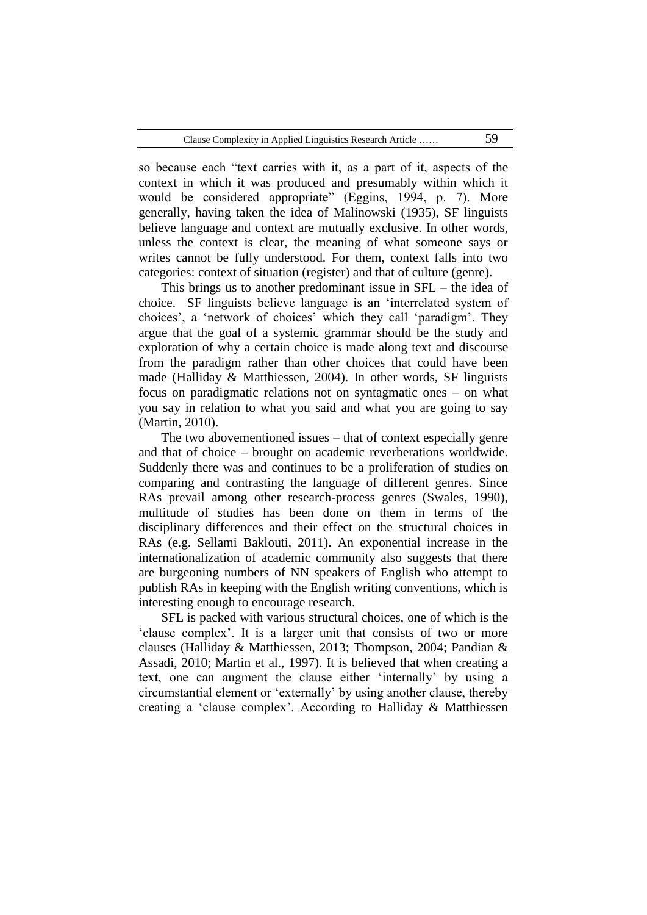so because each "text carries with it, as a part of it, aspects of the context in which it was produced and presumably within which it would be considered appropriate" (Eggins, 1994, p. 7). More generally, having taken the idea of Malinowski (1935), SF linguists believe language and context are mutually exclusive. In other words, unless the context is clear, the meaning of what someone says or writes cannot be fully understood. For them, context falls into two categories: context of situation (register) and that of culture (genre).

This brings us to another predominant issue in SFL – the idea of choice. SF linguists believe language is an 'interrelated system of choices', a 'network of choices' which they call 'paradigm'. They argue that the goal of a systemic grammar should be the study and exploration of why a certain choice is made along text and discourse from the paradigm rather than other choices that could have been made (Halliday & Matthiessen, 2004). In other words, SF linguists focus on paradigmatic relations not on syntagmatic ones – on what you say in relation to what you said and what you are going to say (Martin, 2010).

The two abovementioned issues – that of context especially genre and that of choice – brought on academic reverberations worldwide. Suddenly there was and continues to be a proliferation of studies on comparing and contrasting the language of different genres. Since RAs prevail among other research-process genres (Swales, 1990), multitude of studies has been done on them in terms of the disciplinary differences and their effect on the structural choices in RAs (e.g. Sellami Baklouti, 2011). An exponential increase in the internationalization of academic community also suggests that there are burgeoning numbers of NN speakers of English who attempt to publish RAs in keeping with the English writing conventions, which is interesting enough to encourage research.

SFL is packed with various structural choices, one of which is the 'clause complex'. It is a larger unit that consists of two or more clauses (Halliday & Matthiessen, 2013; Thompson, 2004; Pandian & Assadi, 2010; Martin et al., 1997). It is believed that when creating a text, one can augment the clause either 'internally' by using a circumstantial element or 'externally' by using another clause, thereby creating a 'clause complex'. According to Halliday & Matthiessen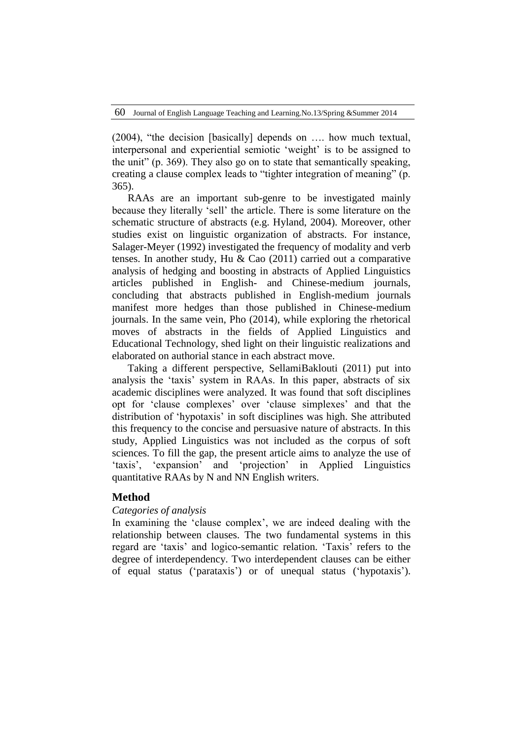(2004), "the decision [basically] depends on …. how much textual, interpersonal and experiential semiotic 'weight' is to be assigned to the unit" (p. 369). They also go on to state that semantically speaking, creating a clause complex leads to "tighter integration of meaning" (p. 365).

RAAs are an important sub-genre to be investigated mainly because they literally 'sell' the article. There is some literature on the schematic structure of abstracts (e.g. Hyland, 2004). Moreover, other studies exist on linguistic organization of abstracts. For instance, Salager-Meyer (1992) investigated the frequency of modality and verb tenses. In another study, Hu & Cao (2011) carried out a comparative analysis of hedging and boosting in abstracts of Applied Linguistics articles published in English- and Chinese-medium journals, concluding that abstracts published in English-medium journals manifest more hedges than those published in Chinese-medium journals. In the same vein, Pho (2014), while exploring the rhetorical moves of abstracts in the fields of Applied Linguistics and Educational Technology, shed light on their linguistic realizations and elaborated on authorial stance in each abstract move.

Taking a different perspective, SellamiBaklouti (2011) put into analysis the 'taxis' system in RAAs. In this paper, abstracts of six academic disciplines were analyzed. It was found that soft disciplines opt for 'clause complexes' over 'clause simplexes' and that the distribution of 'hypotaxis' in soft disciplines was high. She attributed this frequency to the concise and persuasive nature of abstracts. In this study, Applied Linguistics was not included as the corpus of soft sciences. To fill the gap, the present article aims to analyze the use of 'taxis', 'expansion' and 'projection' in Applied Linguistics quantitative RAAs by N and NN English writers.

## Method

*Categories of analysis*

In examining the 'clause complex', we are indeed dealing with the relationship between clauses. The two fundamental systems in this regard are 'taxis' and logico-semantic relation. 'Taxis' refers to the degree of interdependency. Two interdependent clauses can be either of equal status ('parataxis') or of unequal status ('hypotaxis').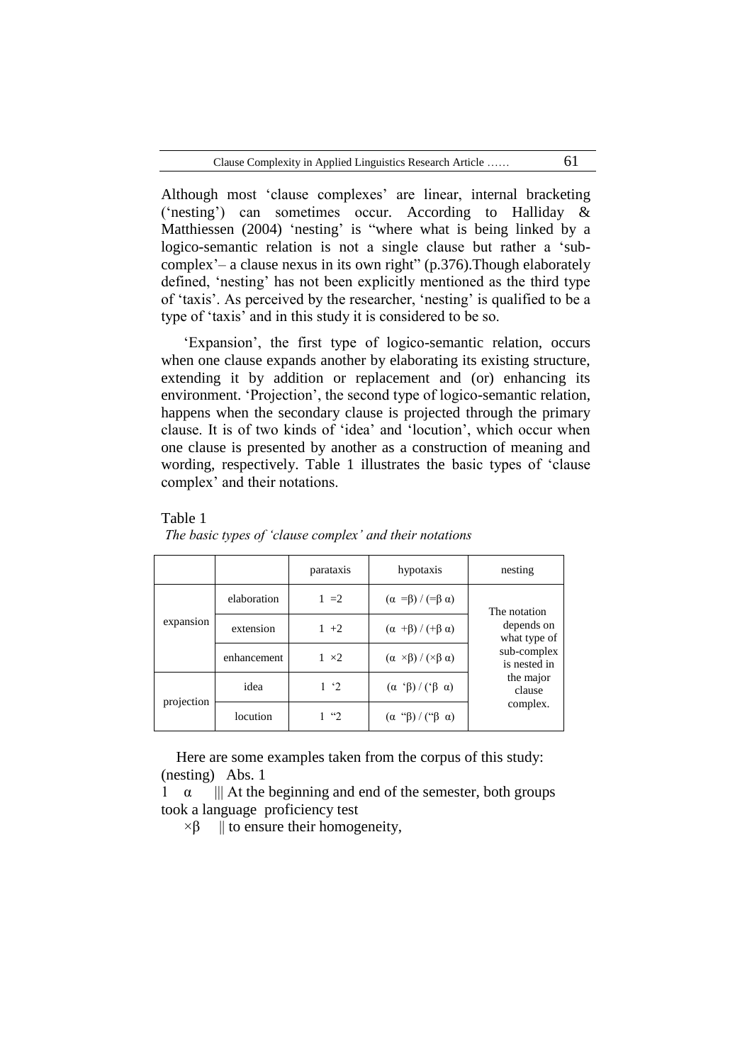Although most 'clause complexes' are linear, internal bracketing ('nesting') can sometimes occur. According to Halliday & Matthiessen (2004) 'nesting' is "where what is being linked by a logico-semantic relation is not a single clause but rather a 'sub-complex'– a clause nexus in its own right" (p.376).Though elaborately defined, 'nesting' has not been explicitly mentioned as the third type of 'taxis'. As perceived by the researcher, 'nesting' is qualified to be a type of 'taxis' and in this study it is considered to be so.

'Expansion', the first type of logico-semantic relation, occurs when one clause expands another by elaborating its existing structure, extending it by addition or replacement and (or) enhancing its environment. 'Projection', the second type of logico-semantic relation, happens when the secondary clause is projected through the primary clause. It is of two kinds of 'idea' and 'locution', which occur when one clause is presented by another as a construction of meaning and wording, respectively. Table 1 illustrates the basic types of 'clause complex' and their notations.

Table 1

*The basic types of 'clause complex' and their notations*

| | | parataxis | hypotaxis | nesting |
|---|---|---|---|---|
| expansion | elaboration | 1 =2 | (α =β) / (=β α) | The notation depends on what type of sub-complex is nested in the major clause complex. |
| | extension | 1 +2 | (α +β) / (+β α) | |
| | enhancement | 1 ×2 | (α ×β) / (×β α) | |
| projection | idea | 1 '2 | (α 'β) / ('β α) | |
| | locution | 1 "2 | (α "β) / ("β α) | |

Here are some examples taken from the corpus of this study:

(nesting) Abs. 1

1 α ||| At the beginning and end of the semester, both groups took a language proficiency test

×β || to ensure their homogeneity,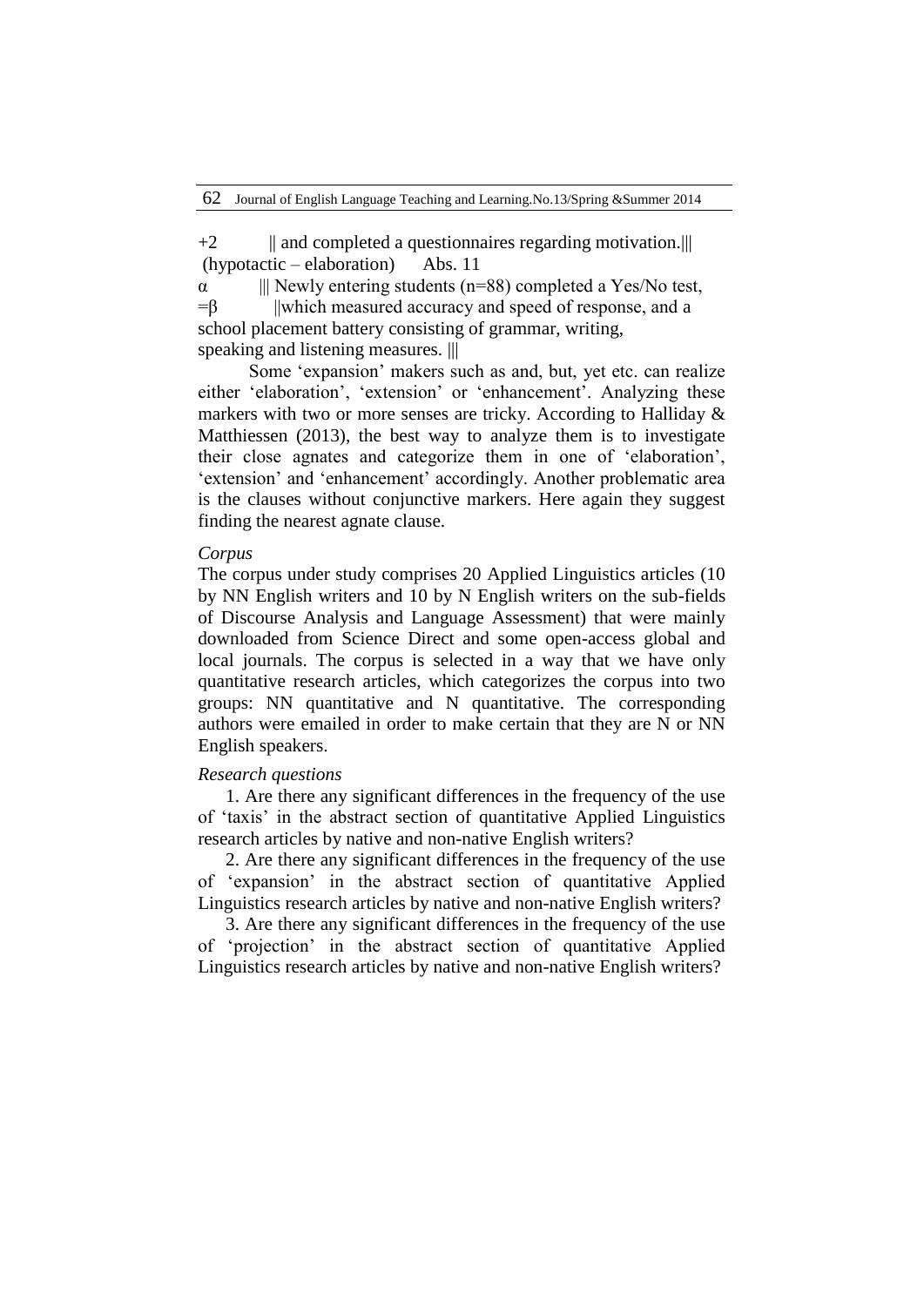+2 || and completed a questionnaires regarding motivation.|||
(hypotactic – elaboration) Abs. 11

α ||| Newly entering students (n=88) completed a Yes/No test,
=β ||which measured accuracy and speed of response, and a school placement battery consisting of grammar, writing, speaking and listening measures. |||

Some 'expansion' makers such as and, but, yet etc. can realize either 'elaboration', 'extension' or 'enhancement'. Analyzing these markers with two or more senses are tricky. According to Halliday & Matthiessen (2013), the best way to analyze them is to investigate their close agnates and categorize them in one of 'elaboration', 'extension' and 'enhancement' accordingly. Another problematic area is the clauses without conjunctive markers. Here again they suggest finding the nearest agnate clause.

*Corpus*

The corpus under study comprises 20 Applied Linguistics articles (10 by NN English writers and 10 by N English writers on the sub-fields of Discourse Analysis and Language Assessment) that were mainly downloaded from Science Direct and some open-access global and local journals. The corpus is selected in a way that we have only quantitative research articles, which categorizes the corpus into two groups: NN quantitative and N quantitative. The corresponding authors were emailed in order to make certain that they are N or NN English speakers.

*Research questions*

1. Are there any significant differences in the frequency of the use of 'taxis' in the abstract section of quantitative Applied Linguistics research articles by native and non-native English writers?

2. Are there any significant differences in the frequency of the use of 'expansion' in the abstract section of quantitative Applied Linguistics research articles by native and non-native English writers?

3. Are there any significant differences in the frequency of the use of 'projection' in the abstract section of quantitative Applied Linguistics research articles by native and non-native English writers?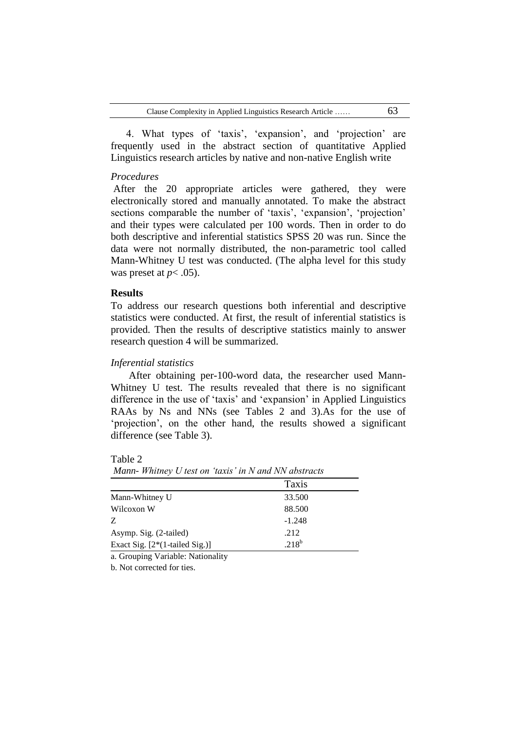4. What types of 'taxis', 'expansion', and 'projection' are frequently used in the abstract section of quantitative Applied Linguistics research articles by native and non-native English write

*Procedures*

After the 20 appropriate articles were gathered, they were electronically stored and manually annotated. To make the abstract sections comparable the number of 'taxis', 'expansion', 'projection' and their types were calculated per 100 words. Then in order to do both descriptive and inferential statistics SPSS 20 was run. Since the data were not normally distributed, the non-parametric tool called Mann-Whitney U test was conducted. (The alpha level for this study was preset at $p < .05$).

**Results**

To address our research questions both inferential and descriptive statistics were conducted. At first, the result of inferential statistics is provided. Then the results of descriptive statistics mainly to answer research question 4 will be summarized.

*Inferential statistics*

After obtaining per-100-word data, the researcher used Mann-Whitney U test. The results revealed that there is no significant difference in the use of 'taxis' and 'expansion' in Applied Linguistics RAAs by Ns and NNs (see Tables 2 and 3).As for the use of 'projection', on the other hand, the results showed a significant difference (see Table 3).

Table 2

*Mann- Whitney U test on 'taxis' in N and NN abstracts*

| | Taxis |
|---|---|
| Mann-Whitney U | 33.500 |
| Wilcoxon W | 88.500 |
| Z | -1.248 |
| Asymp. Sig. (2-tailed) | .212 |
| Exact Sig. [2*(1-tailed Sig.)] | .218[b] |

a. Grouping Variable: Nationality

b. Not corrected for ties.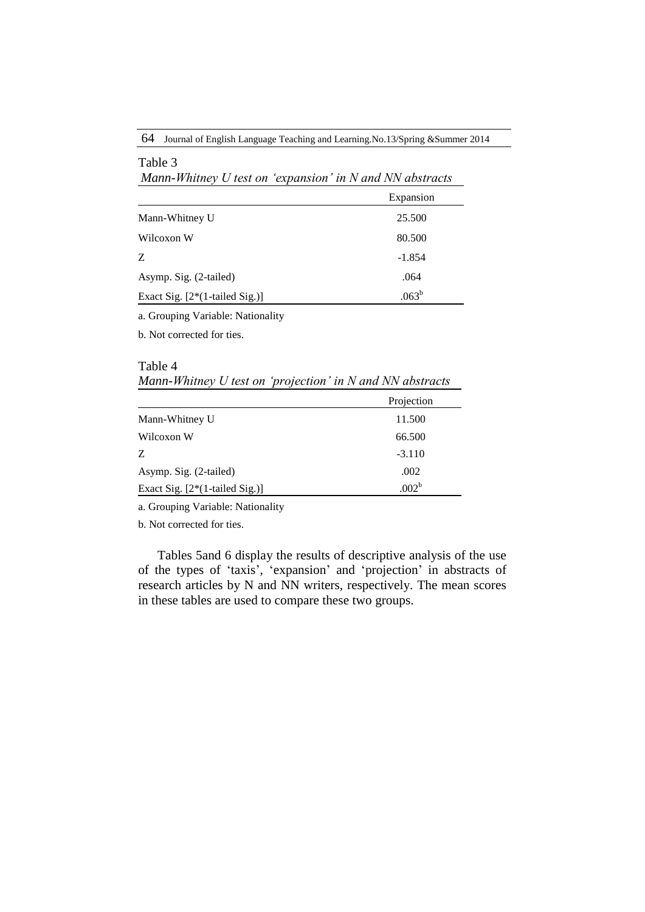Table 3

*Mann-Whitney U test on 'expansion' in N and NN abstracts*

| | Expansion |
|---|---|
| Mann-Whitney U | 25.500 |
| Wilcoxon W | 80.500 |
| Z | -1.854 |
| Asymp. Sig. (2-tailed) | .064 |
| Exact Sig. [2*(1-tailed Sig.)] | .063[b] |

a. Grouping Variable: Nationality

b. Not corrected for ties.

Table 4

*Mann-Whitney U test on 'projection' in N and NN abstracts*

| | Projection |
|---|---|
| Mann-Whitney U | 11.500 |
| Wilcoxon W | 66.500 |
| Z | -3.110 |
| Asymp. Sig. (2-tailed) | .002 |
| Exact Sig. [2*(1-tailed Sig.)] | .002[b] |

a. Grouping Variable: Nationality

b. Not corrected for ties.

Tables 5and 6 display the results of descriptive analysis of the use of the types of 'taxis', 'expansion' and 'projection' in abstracts of research articles by N and NN writers, respectively. The mean scores in these tables are used to compare these two groups.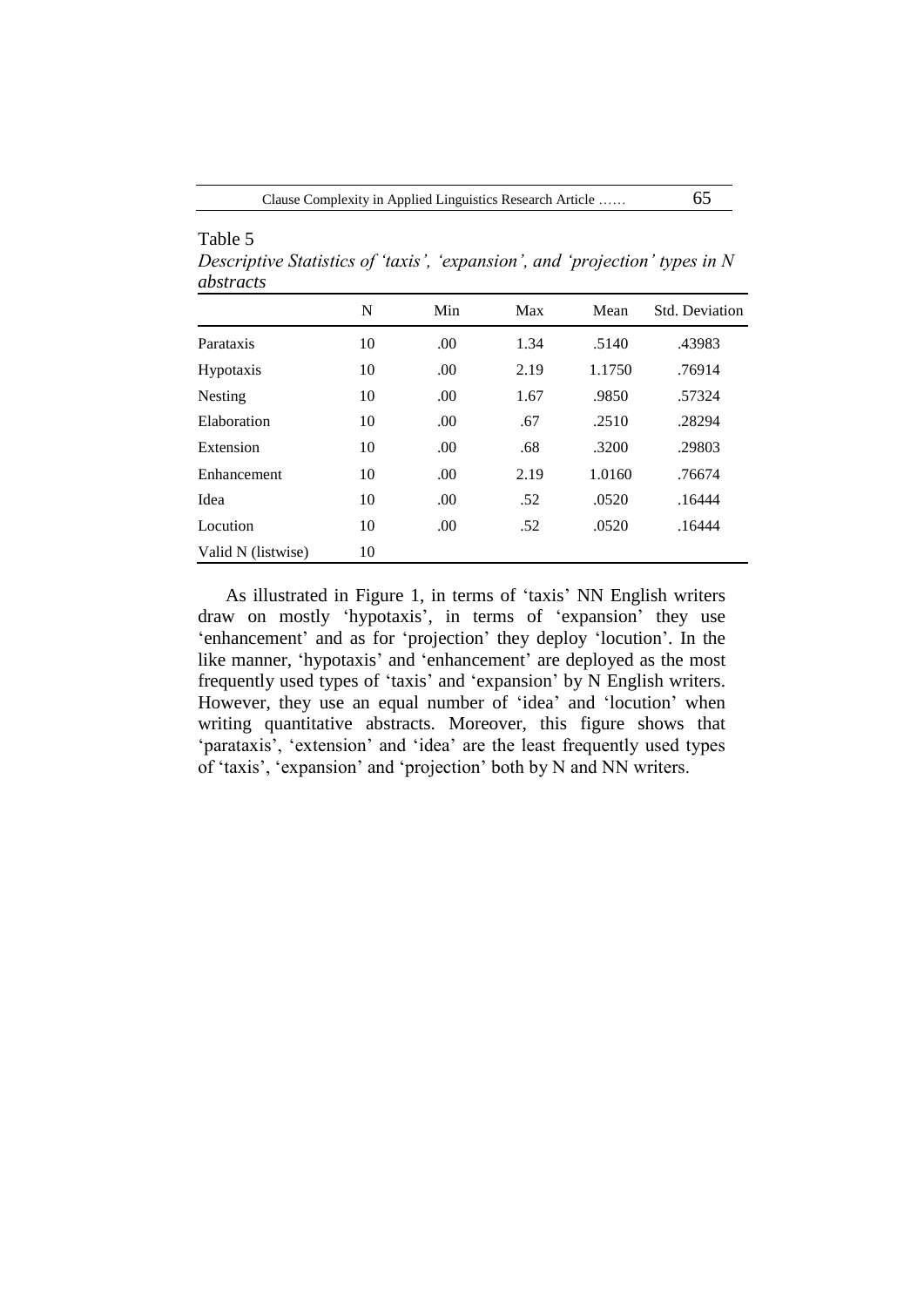Table 5

*Descriptive Statistics of 'taxis', 'expansion', and 'projection' types in N abstracts*

| | N | Min | Max | Mean | Std. Deviation |
|---|---|---|---|---|---|
| Parataxis | 10 | .00 | 1.34 | .5140 | .43983 |
| Hypotaxis | 10 | .00 | 2.19 | 1.1750 | .76914 |
| Nesting | 10 | .00 | 1.67 | .9850 | .57324 |
| Elaboration | 10 | .00 | .67 | .2510 | .28294 |
| Extension | 10 | .00 | .68 | .3200 | .29803 |
| Enhancement | 10 | .00 | 2.19 | 1.0160 | .76674 |
| Idea | 10 | .00 | .52 | .0520 | .16444 |
| Locution | 10 | .00 | .52 | .0520 | .16444 |
| Valid N (listwise) | 10 | | | | |

As illustrated in Figure 1, in terms of 'taxis' NN English writers draw on mostly 'hypotaxis', in terms of 'expansion' they use 'enhancement' and as for 'projection' they deploy 'locution'. In the like manner, 'hypotaxis' and 'enhancement' are deployed as the most frequently used types of 'taxis' and 'expansion' by N English writers. However, they use an equal number of 'idea' and 'locution' when writing quantitative abstracts. Moreover, this figure shows that 'parataxis', 'extension' and 'idea' are the least frequently used types of 'taxis', 'expansion' and 'projection' both by N and NN writers.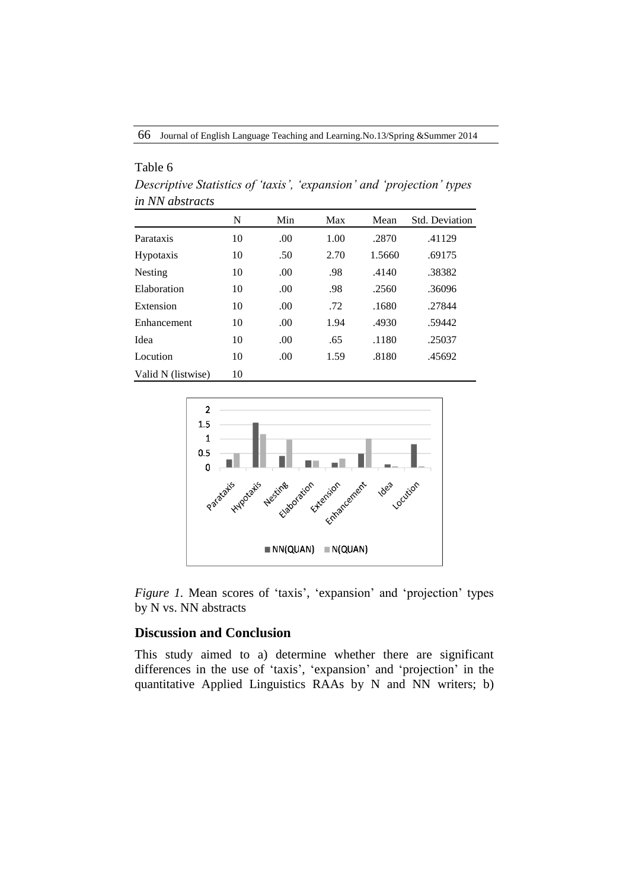Table 6

*Descriptive Statistics of 'taxis', 'expansion' and 'projection' types in NN abstracts*

| | N | Min | Max | Mean | Std. Deviation |
|---|---|---|---|---|---|
| Parataxis | 10 | .00 | 1.00 | .2870 | .41129 |
| Hypotaxis | 10 | .50 | 2.70 | 1.5660 | .69175 |
| Nesting | 10 | .00 | .98 | .4140 | .38382 |
| Elaboration | 10 | .00 | .98 | .2560 | .36096 |
| Extension | 10 | .00 | .72 | .1680 | .27844 |
| Enhancement | 10 | .00 | 1.94 | .4930 | .59442 |
| Idea | 10 | .00 | .65 | .1180 | .25037 |
| Locution | 10 | .00 | 1.59 | .8180 | .45692 |
| Valid N (listwise) | 10 | | | | |

*Figure 1.* Mean scores of 'taxis', 'expansion' and 'projection' types by N vs. NN abstracts

## Discussion and Conclusion

This study aimed to a) determine whether there are significant differences in the use of 'taxis', 'expansion' and 'projection' in the quantitative Applied Linguistics RAAs by N and NN writers; b)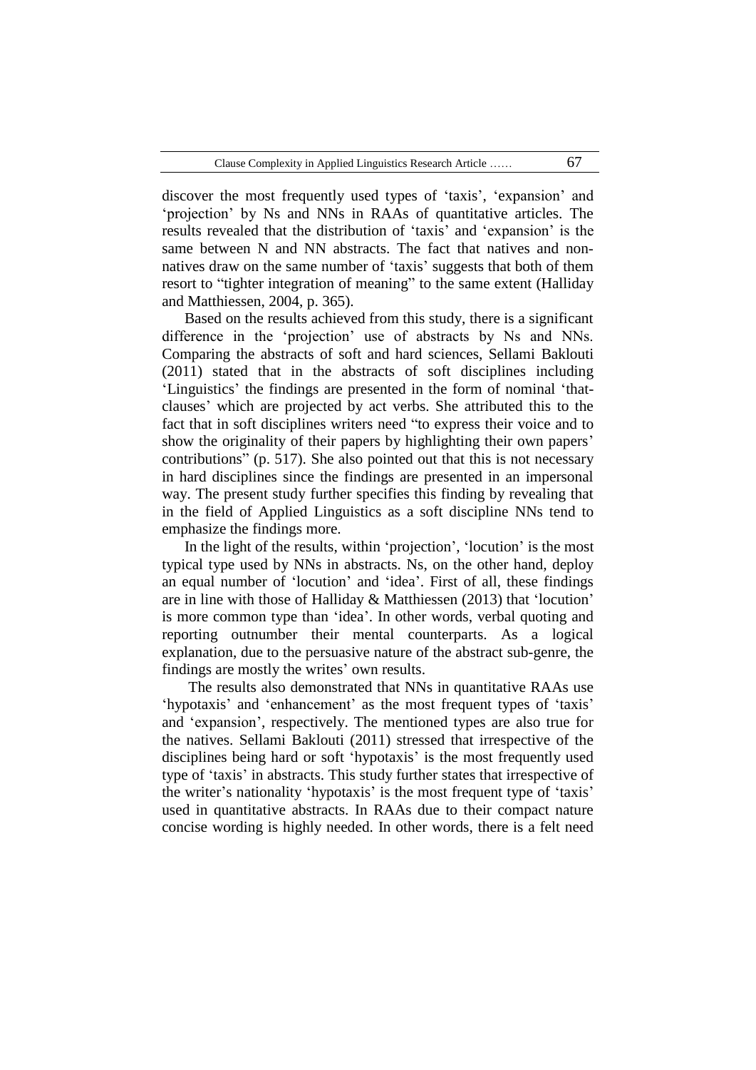discover the most frequently used types of 'taxis', 'expansion' and 'projection' by Ns and NNs in RAAs of quantitative articles. The results revealed that the distribution of 'taxis' and 'expansion' is the same between N and NN abstracts. The fact that natives and non-natives draw on the same number of 'taxis' suggests that both of them resort to "tighter integration of meaning" to the same extent (Halliday and Matthiessen, 2004, p. 365).

Based on the results achieved from this study, there is a significant difference in the 'projection' use of abstracts by Ns and NNs. Comparing the abstracts of soft and hard sciences, Sellami Baklouti (2011) stated that in the abstracts of soft disciplines including 'Linguistics' the findings are presented in the form of nominal 'that-clauses' which are projected by act verbs. She attributed this to the fact that in soft disciplines writers need "to express their voice and to show the originality of their papers by highlighting their own papers' contributions" (p. 517). She also pointed out that this is not necessary in hard disciplines since the findings are presented in an impersonal way. The present study further specifies this finding by revealing that in the field of Applied Linguistics as a soft discipline NNs tend to emphasize the findings more.

In the light of the results, within 'projection', 'locution' is the most typical type used by NNs in abstracts. Ns, on the other hand, deploy an equal number of 'locution' and 'idea'. First of all, these findings are in line with those of Halliday & Matthiessen (2013) that 'locution' is more common type than 'idea'. In other words, verbal quoting and reporting outnumber their mental counterparts. As a logical explanation, due to the persuasive nature of the abstract sub-genre, the findings are mostly the writes' own results.

The results also demonstrated that NNs in quantitative RAAs use 'hypotaxis' and 'enhancement' as the most frequent types of 'taxis' and 'expansion', respectively. The mentioned types are also true for the natives. Sellami Baklouti (2011) stressed that irrespective of the disciplines being hard or soft 'hypotaxis' is the most frequently used type of 'taxis' in abstracts. This study further states that irrespective of the writer's nationality 'hypotaxis' is the most frequent type of 'taxis' used in quantitative abstracts. In RAAs due to their compact nature concise wording is highly needed. In other words, there is a felt need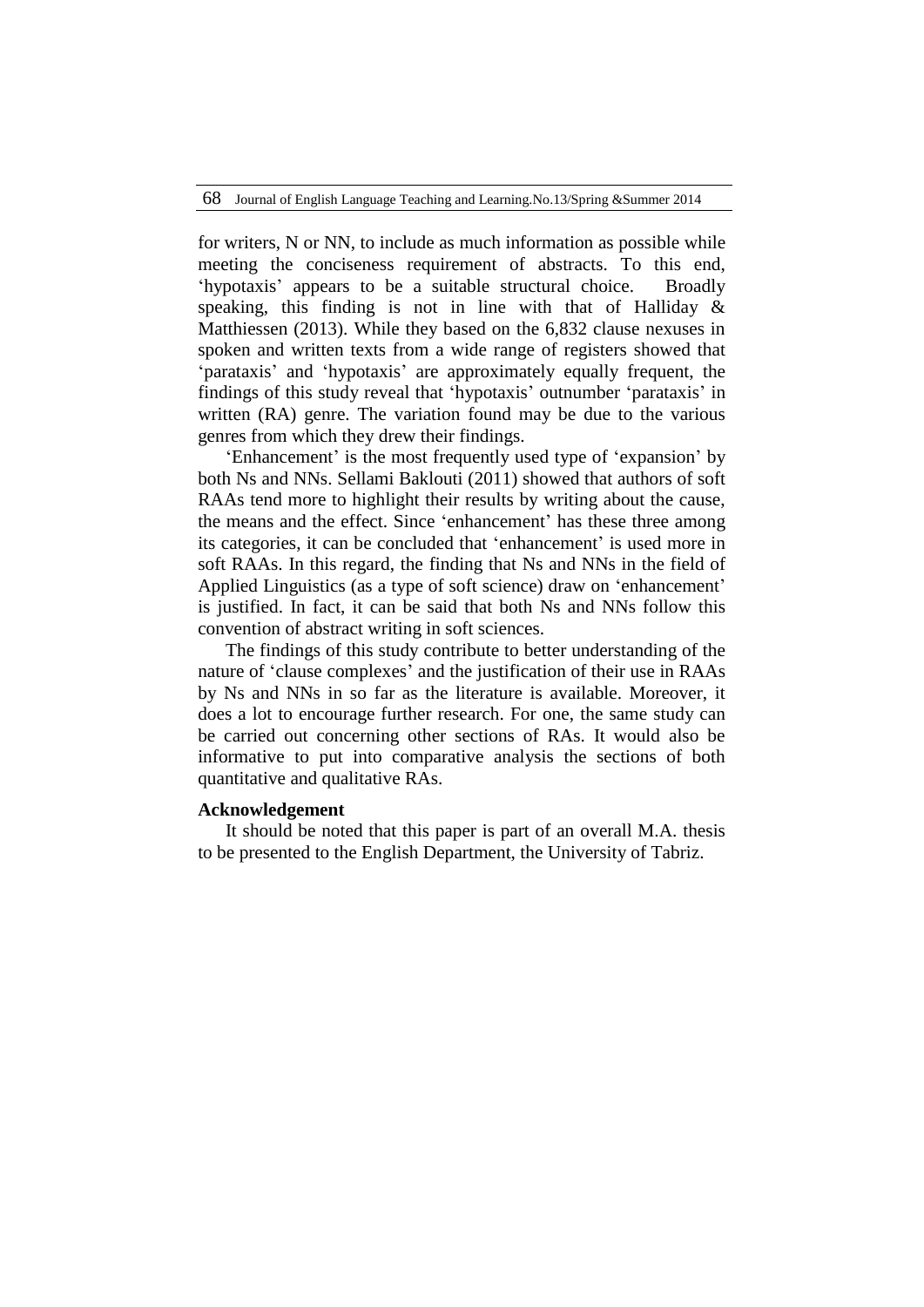for writers, N or NN, to include as much information as possible while meeting the conciseness requirement of abstracts. To this end, 'hypotaxis' appears to be a suitable structural choice. Broadly speaking, this finding is not in line with that of Halliday & Matthiessen (2013). While they based on the 6,832 clause nexuses in spoken and written texts from a wide range of registers showed that 'parataxis' and 'hypotaxis' are approximately equally frequent, the findings of this study reveal that 'hypotaxis' outnumber 'parataxis' in written (RA) genre. The variation found may be due to the various genres from which they drew their findings.

'Enhancement' is the most frequently used type of 'expansion' by both Ns and NNs. Sellami Baklouti (2011) showed that authors of soft RAAs tend more to highlight their results by writing about the cause, the means and the effect. Since 'enhancement' has these three among its categories, it can be concluded that 'enhancement' is used more in soft RAAs. In this regard, the finding that Ns and NNs in the field of Applied Linguistics (as a type of soft science) draw on 'enhancement' is justified. In fact, it can be said that both Ns and NNs follow this convention of abstract writing in soft sciences.

The findings of this study contribute to better understanding of the nature of 'clause complexes' and the justification of their use in RAAs by Ns and NNs in so far as the literature is available. Moreover, it does a lot to encourage further research. For one, the same study can be carried out concerning other sections of RAs. It would also be informative to put into comparative analysis the sections of both quantitative and qualitative RAs.

**Acknowledgement**

It should be noted that this paper is part of an overall M.A. thesis to be presented to the English Department, the University of Tabriz.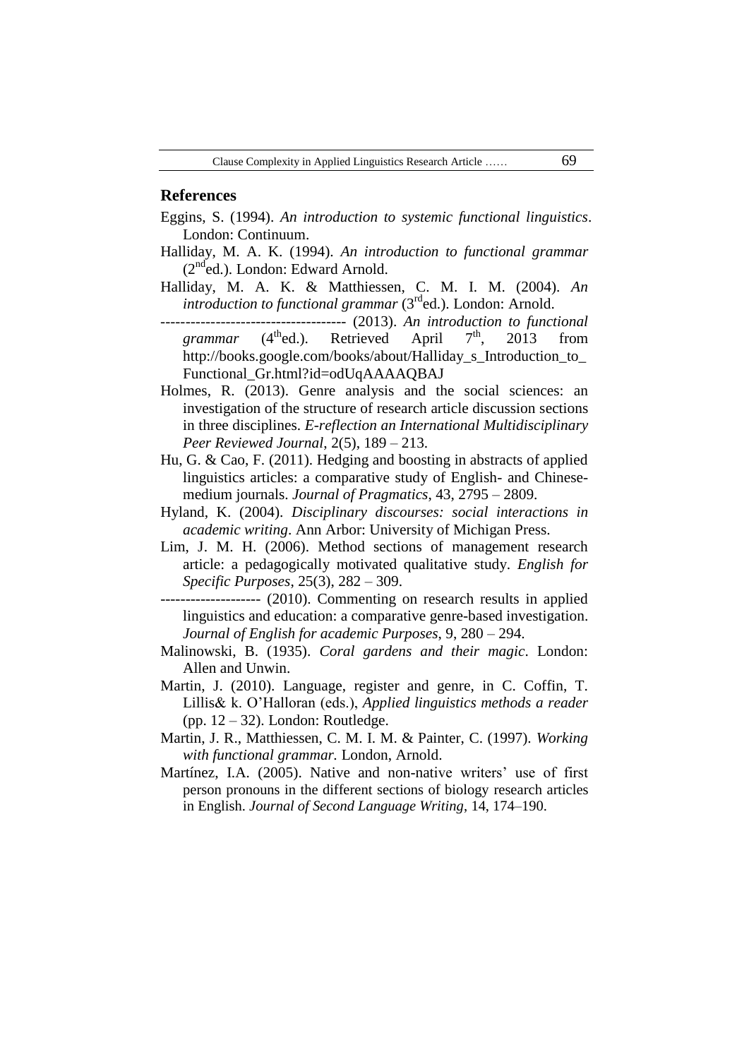## References

Eggins, S. (1994). *An introduction to systemic functional linguistics*. London: Continuum.

Halliday, M. A. K. (1994). *An introduction to functional grammar* (2nd ed.). London: Edward Arnold.

Halliday, M. A. K. & Matthiessen, C. M. I. M. (2004). *An introduction to functional grammar* (3rd ed.). London: Arnold.

------------------------------------ (2013). *An introduction to functional grammar* (4th ed.). Retrieved April 7th, 2013 from http://books.google.com/books/about/Halliday_s_Introduction_to_Functional_Gr.html?id=odUqAAAAQBAJ

Holmes, R. (2013). Genre analysis and the social sciences: an investigation of the structure of research article discussion sections in three disciplines. *E-reflection an International Multidisciplinary Peer Reviewed Journal*, 2(5), 189 – 213.

Hu, G. & Cao, F. (2011). Hedging and boosting in abstracts of applied linguistics articles: a comparative study of English- and Chinese-medium journals. *Journal of Pragmatics*, 43, 2795 – 2809.

Hyland, K. (2004). *Disciplinary discourses: social interactions in academic writing*. Ann Arbor: University of Michigan Press.

Lim, J. M. H. (2006). Method sections of management research article: a pedagogically motivated qualitative study. *English for Specific Purposes*, 25(3), 282 – 309.

-------------------- (2010). Commenting on research results in applied linguistics and education: a comparative genre-based investigation. *Journal of English for academic Purposes*, 9, 280 – 294.

Malinowski, B. (1935). *Coral gardens and their magic*. London: Allen and Unwin.

Martin, J. (2010). Language, register and genre, in C. Coffin, T. Lillis& k. O'Halloran (eds.), *Applied linguistics methods a reader* (pp. 12 – 32). London: Routledge.

Martin, J. R., Matthiessen, C. M. I. M. & Painter, C. (1997). *Working with functional grammar.* London, Arnold.

Martínez, I.A. (2005). Native and non-native writers' use of first person pronouns in the different sections of biology research articles in English. *Journal of Second Language Writing*, 14, 174–190.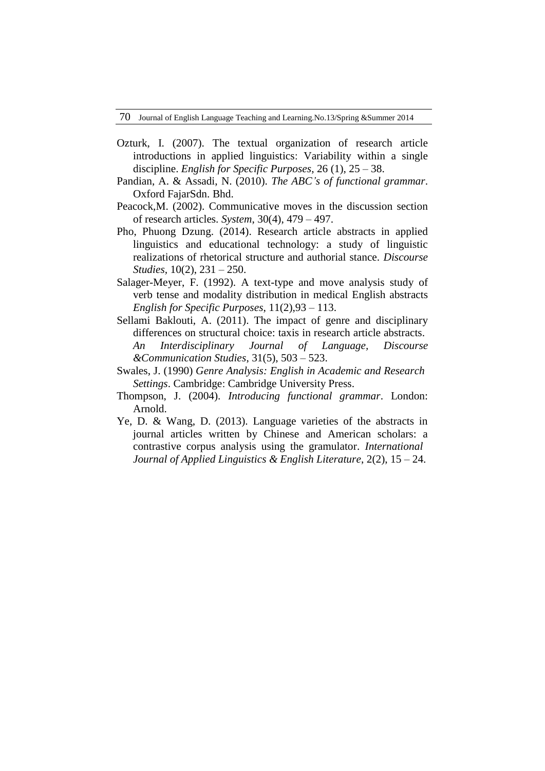Ozturk, I. (2007). The textual organization of research article introductions in applied linguistics: Variability within a single discipline. *English for Specific Purposes*, 26 (1), 25 – 38.

Pandian, A. & Assadi, N. (2010). *The ABC's of functional grammar*. Oxford FajarSdn. Bhd.

Peacock,M. (2002). Communicative moves in the discussion section of research articles. *System*, 30(4), 479 – 497.

Pho, Phuong Dzung. (2014). Research article abstracts in applied linguistics and educational technology: a study of linguistic realizations of rhetorical structure and authorial stance. *Discourse Studies*, 10(2), 231 – 250.

Salager-Meyer, F. (1992). A text-type and move analysis study of verb tense and modality distribution in medical English abstracts *English for Specific Purposes*, 11(2),93 – 113.

Sellami Baklouti, A. (2011). The impact of genre and disciplinary differences on structural choice: taxis in research article abstracts. *An Interdisciplinary Journal of Language, Discourse &Communication Studies*, 31(5), 503 – 523.

Swales, J. (1990) *Genre Analysis: English in Academic and Research Settings*. Cambridge: Cambridge University Press.

Thompson, J. (2004). *Introducing functional grammar*. London: Arnold.

Ye, D. & Wang, D. (2013). Language varieties of the abstracts in journal articles written by Chinese and American scholars: a contrastive corpus analysis using the gramulator. *International Journal of Applied Linguistics & English Literature*, 2(2), 15 – 24.